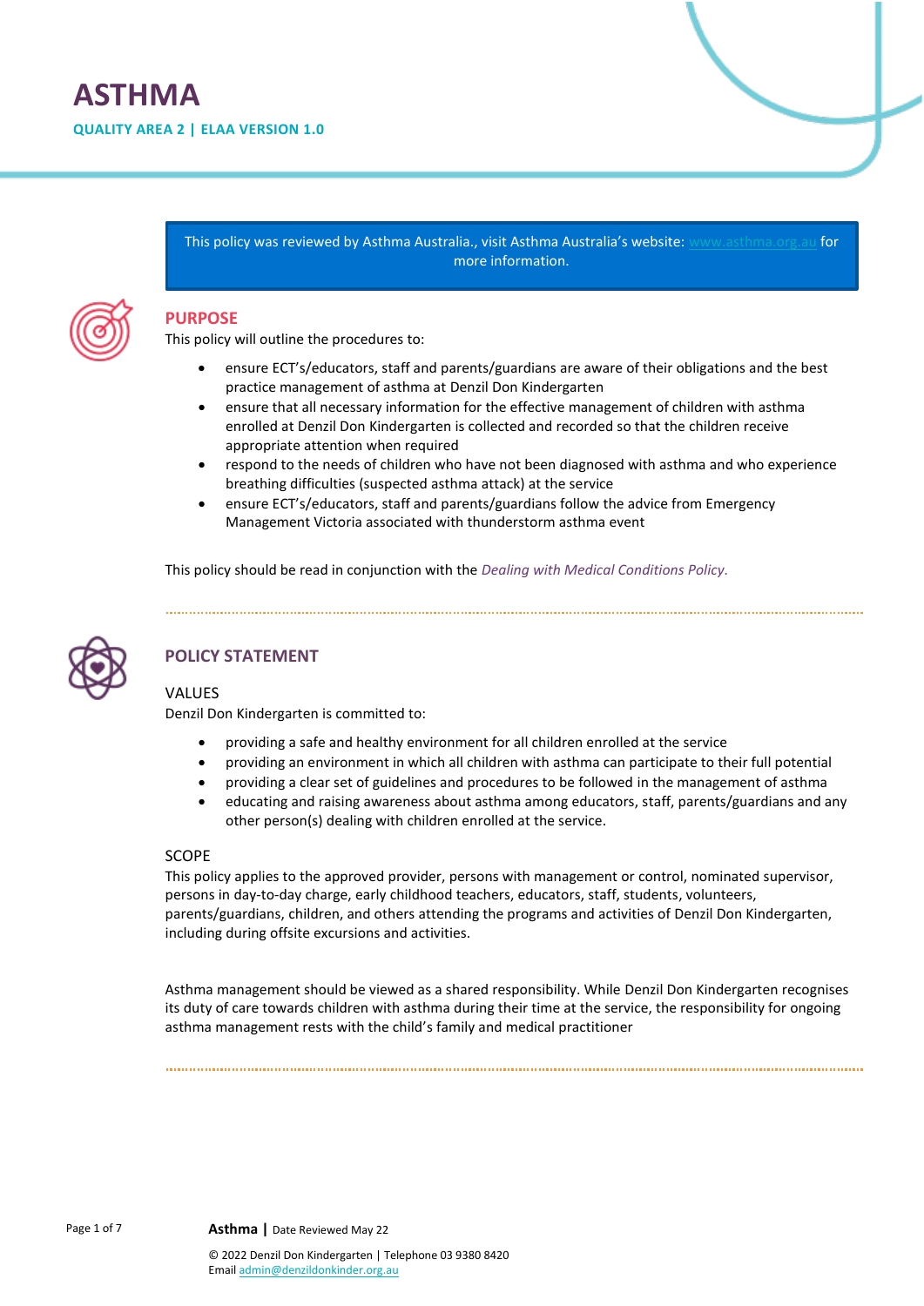# ASTHMA

**QUALITY AREA 2 | ELAA VERSION 1.0**

This policy was reviewed by Asthma Australia., visit Asthma Australia's website: www.asthma.org.au for more information.

## PURPOSE

This policy will outline the procedures to:

- ensure ECT's/educators, staff and parents/guardians are aware of their obligations and the best practice management of asthma at Denzil Don Kindergarten
- ensure that all necessary information for the effective management of children with asthma enrolled at Denzil Don Kindergarten is collected and recorded so that the children receive appropriate attention when required
- respond to the needs of children who have not been diagnosed with asthma and who experience breathing difficulties (suspected asthma attack) at the service
- ensure ECT's/educators, staff and parents/guardians follow the advice from Emergency Management Victoria associated with thunderstorm asthma event

This policy should be read in conjunction with the *Dealing with Medical Conditions Policy.*

## POLICY STATEMENT

### VALUES

Denzil Don Kindergarten is committed to:

- providing a safe and healthy environment for all children enrolled at the service
- providing an environment in which all children with asthma can participate to their full potential
- providing a clear set of guidelines and procedures to be followed in the management of asthma
- educating and raising awareness about asthma among educators, staff, parents/guardians and any other person(s) dealing with children enrolled at the service.

### SCOPE

This policy applies to the approved provider, persons with management or control, nominated supervisor, persons in day-to-day charge, early childhood teachers, educators, staff, students, volunteers, parents/guardians, children, and others attending the programs and activities of Denzil Don Kindergarten, including during offsite excursions and activities.

Asthma management should be viewed as a shared responsibility. While Denzil Don Kindergarten recognises its duty of care towards children with asthma during their time at the service, the responsibility for ongoing asthma management rests with the child's family and medical practitioner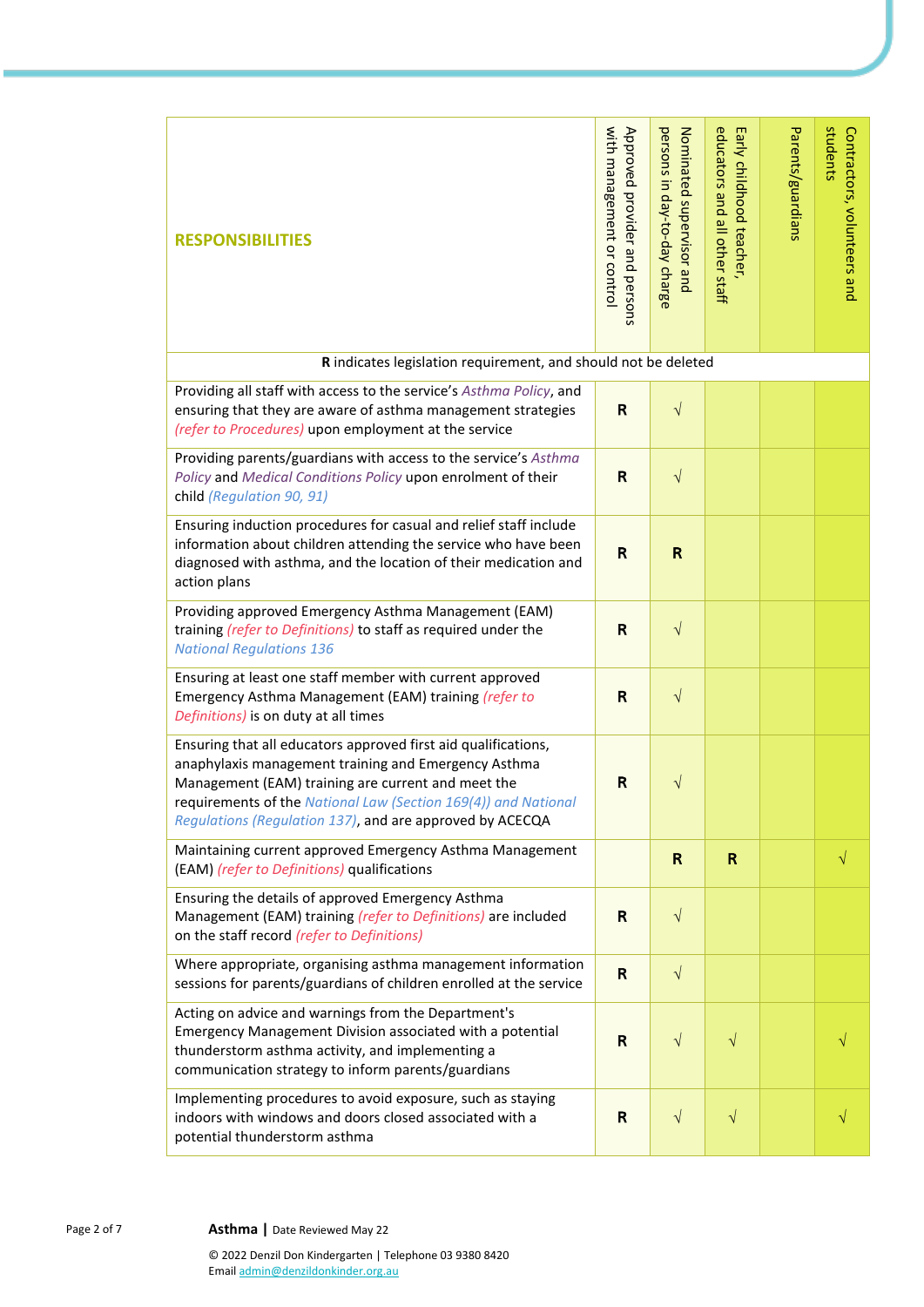| **RESPONSIBILITIES** | Approved provider and persons with management or control | Nominated supervisor and persons in day-to-day charge | Early childhood teacher, educators and all other staff | Parents/guardians | Contractors, volunteers and students |
|---|---|---|---|---|---|
| **R** indicates legislation requirement, and should not be deleted | | | | | |
| Providing all staff with access to the service's *Asthma Policy*, and ensuring that they are aware of asthma management strategies *(refer to Procedures)* upon employment at the service | **R** | √ | | | |
| Providing parents/guardians with access to the service's *Asthma Policy* and *Medical Conditions Policy* upon enrolment of their child *(Regulation 90, 91)* | **R** | √ | | | |
| Ensuring induction procedures for casual and relief staff include information about children attending the service who have been diagnosed with asthma, and the location of their medication and action plans | **R** | **R** | | | |
| Providing approved Emergency Asthma Management (EAM) training *(refer to Definitions)* to staff as required under the *National Regulations 136* | **R** | √ | | | |
| Ensuring at least one staff member with current approved Emergency Asthma Management (EAM) training *(refer to Definitions)* is on duty at all times | **R** | √ | | | |
| Ensuring that all educators approved first aid qualifications, anaphylaxis management training and Emergency Asthma Management (EAM) training are current and meet the requirements of the *National Law (Section 169(4)) and National Regulations (Regulation 137)*, and are approved by ACECQA | **R** | √ | | | |
| Maintaining current approved Emergency Asthma Management (EAM) *(refer to Definitions)* qualifications | | **R** | **R** | | √ |
| Ensuring the details of approved Emergency Asthma Management (EAM) training *(refer to Definitions)* are included on the staff record *(refer to Definitions)* | **R** | √ | | | |
| Where appropriate, organising asthma management information sessions for parents/guardians of children enrolled at the service | **R** | √ | | | |
| Acting on advice and warnings from the Department's Emergency Management Division associated with a potential thunderstorm asthma activity, and implementing a communication strategy to inform parents/guardians | **R** | √ | √ | | √ |
| Implementing procedures to avoid exposure, such as staying indoors with windows and doors closed associated with a potential thunderstorm asthma | **R** | √ | √ | | √ |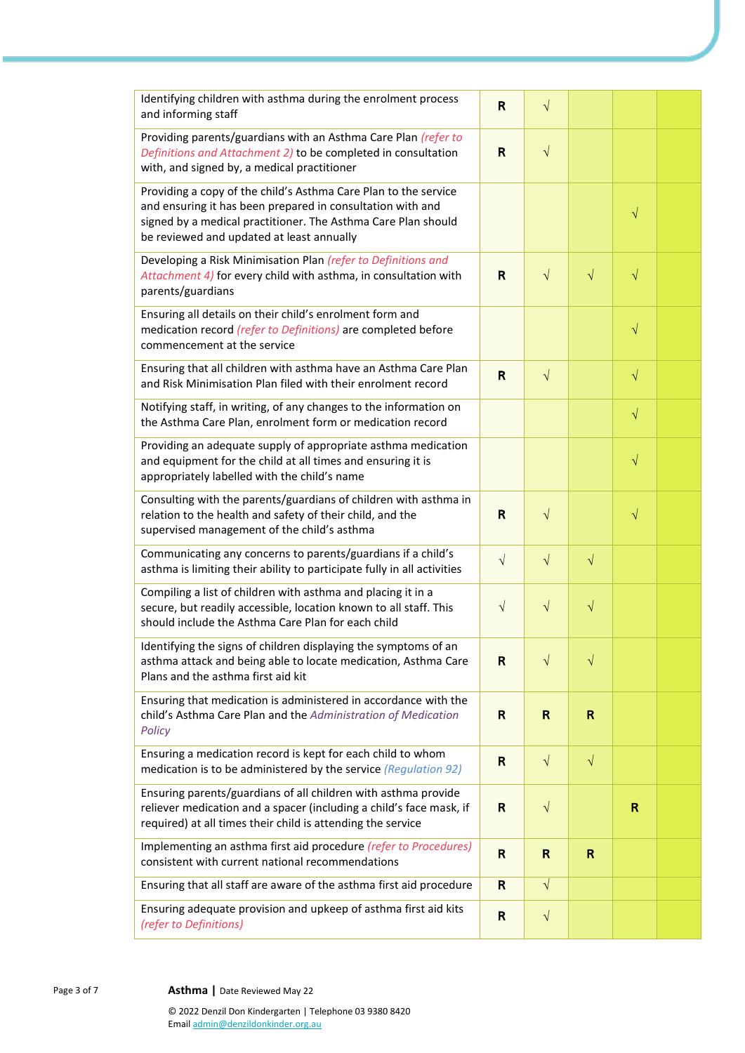| | | | | | |
|---|---|---|---|---|---|
| Identifying children with asthma during the enrolment process and informing staff | **R** | √ | | | |
| Providing parents/guardians with an Asthma Care Plan *(refer to Definitions and Attachment 2)* to be completed in consultation with, and signed by, a medical practitioner | **R** | √ | | | |
| Providing a copy of the child's Asthma Care Plan to the service and ensuring it has been prepared in consultation with and signed by a medical practitioner. The Asthma Care Plan should be reviewed and updated at least annually | | | | √ | |
| Developing a Risk Minimisation Plan *(refer to Definitions and Attachment 4)* for every child with asthma, in consultation with parents/guardians | **R** | √ | √ | √ | |
| Ensuring all details on their child's enrolment form and medication record *(refer to Definitions)* are completed before commencement at the service | | | | √ | |
| Ensuring that all children with asthma have an Asthma Care Plan and Risk Minimisation Plan filed with their enrolment record | **R** | √ | | √ | |
| Notifying staff, in writing, of any changes to the information on the Asthma Care Plan, enrolment form or medication record | | | | √ | |
| Providing an adequate supply of appropriate asthma medication and equipment for the child at all times and ensuring it is appropriately labelled with the child's name | | | | √ | |
| Consulting with the parents/guardians of children with asthma in relation to the health and safety of their child, and the supervised management of the child's asthma | **R** | √ | | √ | |
| Communicating any concerns to parents/guardians if a child's asthma is limiting their ability to participate fully in all activities | √ | √ | √ | | |
| Compiling a list of children with asthma and placing it in a secure, but readily accessible, location known to all staff. This should include the Asthma Care Plan for each child | √ | √ | √ | | |
| Identifying the signs of children displaying the symptoms of an asthma attack and being able to locate medication, Asthma Care Plans and the asthma first aid kit | **R** | √ | √ | | |
| Ensuring that medication is administered in accordance with the child's Asthma Care Plan and the *Administration of Medication Policy* | **R** | **R** | **R** | | |
| Ensuring a medication record is kept for each child to whom medication is to be administered by the service *(Regulation 92)* | **R** | √ | √ | | |
| Ensuring parents/guardians of all children with asthma provide reliever medication and a spacer (including a child's face mask, if required) at all times their child is attending the service | **R** | √ | | **R** | |
| Implementing an asthma first aid procedure *(refer to Procedures)* consistent with current national recommendations | **R** | **R** | **R** | | |
| Ensuring that all staff are aware of the asthma first aid procedure | **R** | √ | | | |
| Ensuring adequate provision and upkeep of asthma first aid kits *(refer to Definitions)* | **R** | √ | | | |

**Asthma** | Date Reviewed May 22

© 2022 Denzil Don Kindergarten | Telephone 03 9380 8420
Email admin@denzildonkinder.org.au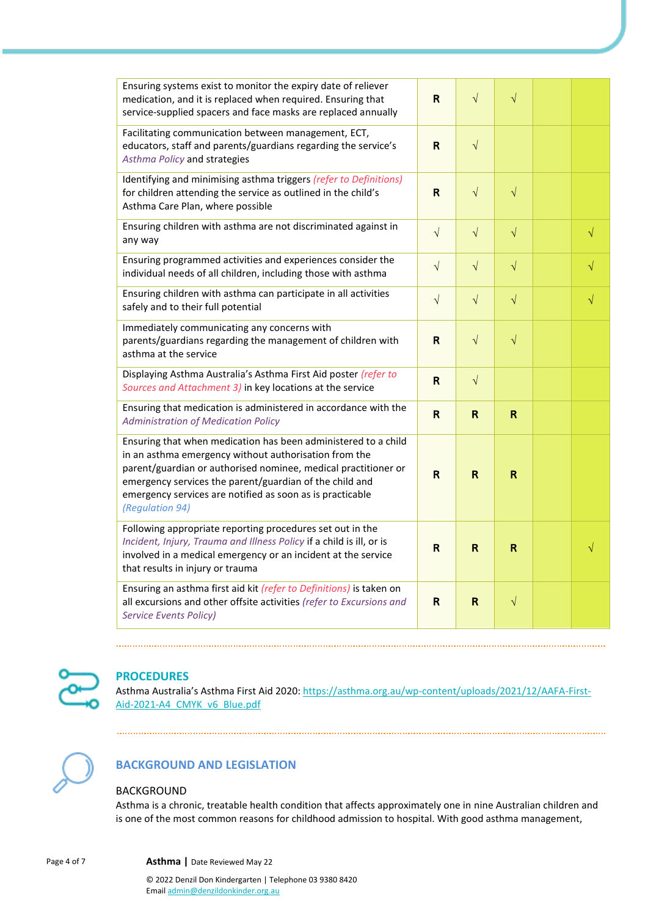| | | | | | |
|---|---|---|---|---|---|
| Ensuring systems exist to monitor the expiry date of reliever medication, and it is replaced when required. Ensuring that service-supplied spacers and face masks are replaced annually | **R** | √ | √ | | |
| Facilitating communication between management, ECT, educators, staff and parents/guardians regarding the service's *Asthma Policy* and strategies | **R** | √ | | | |
| Identifying and minimising asthma triggers *(refer to Definitions)* for children attending the service as outlined in the child's Asthma Care Plan, where possible | **R** | √ | √ | | |
| Ensuring children with asthma are not discriminated against in any way | √ | √ | √ | | √ |
| Ensuring programmed activities and experiences consider the individual needs of all children, including those with asthma | √ | √ | √ | | √ |
| Ensuring children with asthma can participate in all activities safely and to their full potential | √ | √ | √ | | √ |
| Immediately communicating any concerns with parents/guardians regarding the management of children with asthma at the service | **R** | √ | √ | | |
| Displaying Asthma Australia's Asthma First Aid poster *(refer to Sources and Attachment 3)* in key locations at the service | **R** | √ | | | |
| Ensuring that medication is administered in accordance with the *Administration of Medication Policy* | **R** | **R** | **R** | | |
| Ensuring that when medication has been administered to a child in an asthma emergency without authorisation from the parent/guardian or authorised nominee, medical practitioner or emergency services the parent/guardian of the child and emergency services are notified as soon as is practicable *(Regulation 94)* | **R** | **R** | **R** | | |
| Following appropriate reporting procedures set out in the *Incident, Injury, Trauma and Illness Policy* if a child is ill, or is involved in a medical emergency or an incident at the service that results in injury or trauma | **R** | **R** | **R** | | √ |
| Ensuring an asthma first aid kit *(refer to Definitions)* is taken on all excursions and other offsite activities *(refer to Excursions and Service Events Policy)* | **R** | **R** | √ | | |

## PROCEDURES

Asthma Australia's Asthma First Aid 2020: https://asthma.org.au/wp-content/uploads/2021/12/AAFA-First-Aid-2021-A4_CMYK_v6_Blue.pdf

## BACKGROUND AND LEGISLATION

### BACKGROUND

Asthma is a chronic, treatable health condition that affects approximately one in nine Australian children and is one of the most common reasons for childhood admission to hospital. With good asthma management,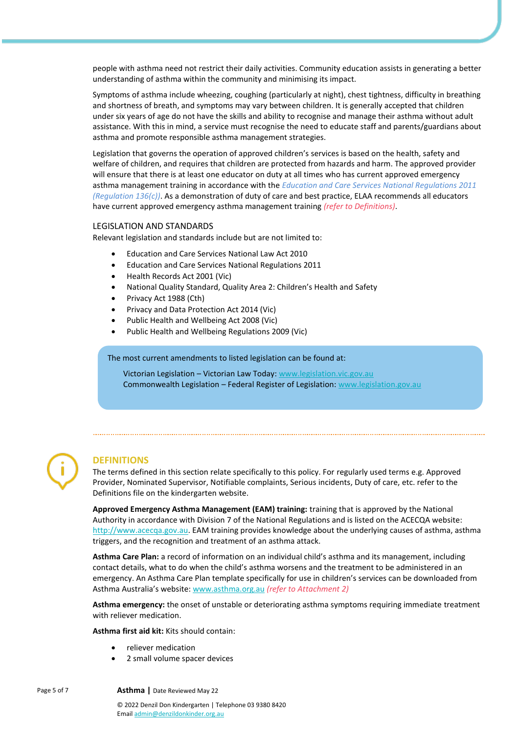people with asthma need not restrict their daily activities. Community education assists in generating a better understanding of asthma within the community and minimising its impact.

Symptoms of asthma include wheezing, coughing (particularly at night), chest tightness, difficulty in breathing and shortness of breath, and symptoms may vary between children. It is generally accepted that children under six years of age do not have the skills and ability to recognise and manage their asthma without adult assistance. With this in mind, a service must recognise the need to educate staff and parents/guardians about asthma and promote responsible asthma management strategies.

Legislation that governs the operation of approved children's services is based on the health, safety and welfare of children, and requires that children are protected from hazards and harm. The approved provider will ensure that there is at least one educator on duty at all times who has current approved emergency asthma management training in accordance with the *Education and Care Services National Regulations 2011 (Regulation 136(c))*. As a demonstration of duty of care and best practice, ELAA recommends all educators have current approved emergency asthma management training *(refer to Definitions)*.

### LEGISLATION AND STANDARDS

Relevant legislation and standards include but are not limited to:

- Education and Care Services National Law Act 2010
- Education and Care Services National Regulations 2011
- Health Records Act 2001 (Vic)
- National Quality Standard, Quality Area 2: Children's Health and Safety
- Privacy Act 1988 (Cth)
- Privacy and Data Protection Act 2014 (Vic)
- Public Health and Wellbeing Act 2008 (Vic)
- Public Health and Wellbeing Regulations 2009 (Vic)

> The most current amendments to listed legislation can be found at:
>
> Victorian Legislation – Victorian Law Today: www.legislation.vic.gov.au
> Commonwealth Legislation – Federal Register of Legislation: www.legislation.gov.au

## DEFINITIONS

The terms defined in this section relate specifically to this policy. For regularly used terms e.g. Approved Provider, Nominated Supervisor, Notifiable complaints, Serious incidents, Duty of care, etc. refer to the Definitions file on the kindergarten website.

**Approved Emergency Asthma Management (EAM) training:** training that is approved by the National Authority in accordance with Division 7 of the National Regulations and is listed on the ACECQA website: http://www.acecqa.gov.au. EAM training provides knowledge about the underlying causes of asthma, asthma triggers, and the recognition and treatment of an asthma attack.

**Asthma Care Plan:** a record of information on an individual child's asthma and its management, including contact details, what to do when the child's asthma worsens and the treatment to be administered in an emergency. An Asthma Care Plan template specifically for use in children's services can be downloaded from Asthma Australia's website: www.asthma.org.au *(refer to Attachment 2)*

**Asthma emergency:** the onset of unstable or deteriorating asthma symptoms requiring immediate treatment with reliever medication.

**Asthma first aid kit:** Kits should contain:

- reliever medication
- 2 small volume spacer devices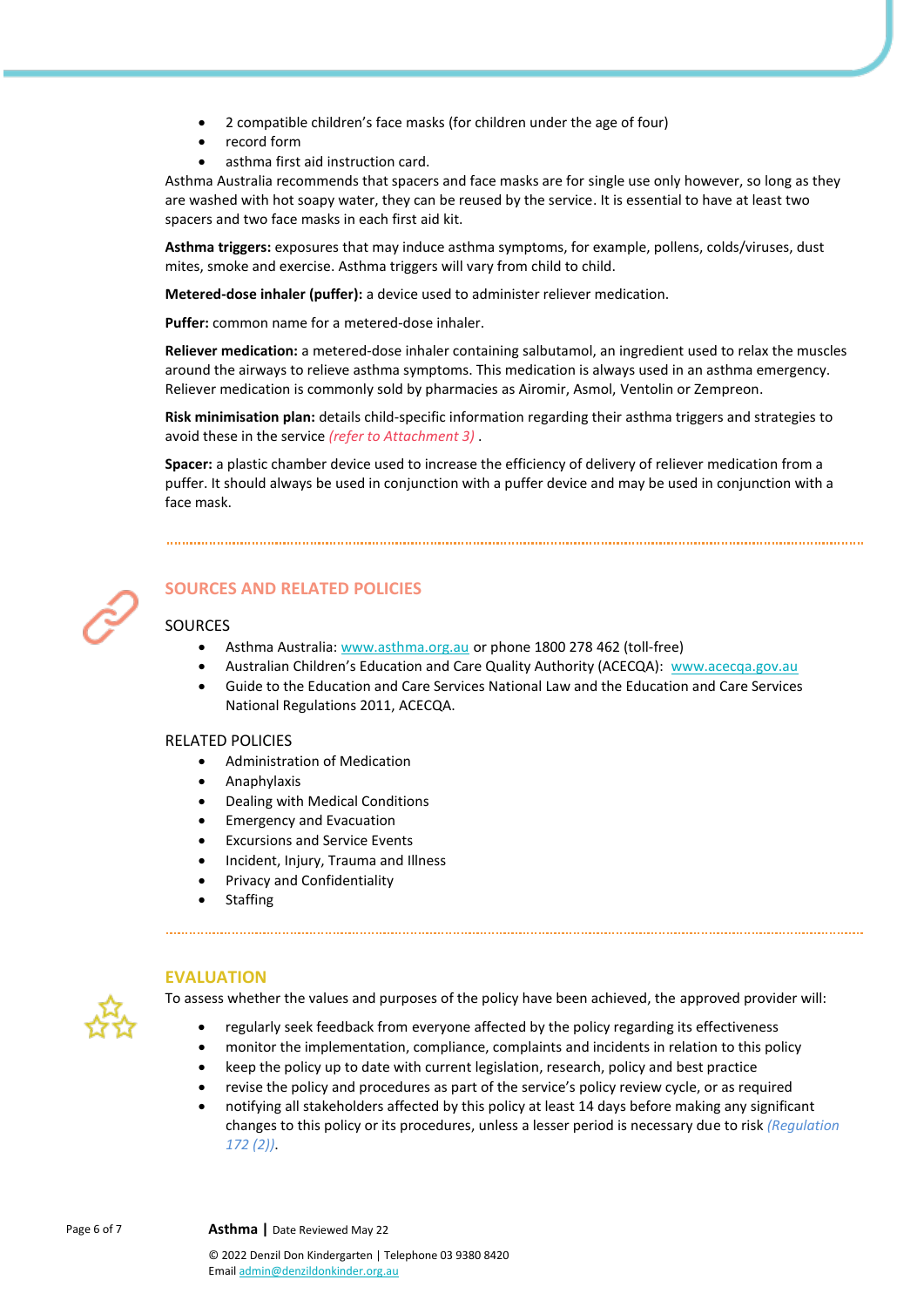- 2 compatible children's face masks (for children under the age of four)
- record form
- asthma first aid instruction card.

Asthma Australia recommends that spacers and face masks are for single use only however, so long as they are washed with hot soapy water, they can be reused by the service. It is essential to have at least two spacers and two face masks in each first aid kit.

**Asthma triggers:** exposures that may induce asthma symptoms, for example, pollens, colds/viruses, dust mites, smoke and exercise. Asthma triggers will vary from child to child.

**Metered-dose inhaler (puffer):** a device used to administer reliever medication.

**Puffer:** common name for a metered-dose inhaler.

**Reliever medication:** a metered-dose inhaler containing salbutamol, an ingredient used to relax the muscles around the airways to relieve asthma symptoms. This medication is always used in an asthma emergency. Reliever medication is commonly sold by pharmacies as Airomir, Asmol, Ventolin or Zempreon.

**Risk minimisation plan:** details child-specific information regarding their asthma triggers and strategies to avoid these in the service *(refer to Attachment 3)* .

**Spacer:** a plastic chamber device used to increase the efficiency of delivery of reliever medication from a puffer. It should always be used in conjunction with a puffer device and may be used in conjunction with a face mask.

## SOURCES AND RELATED POLICIES

### SOURCES

- Asthma Australia: www.asthma.org.au or phone 1800 278 462 (toll-free)
- Australian Children's Education and Care Quality Authority (ACECQA): www.acecqa.gov.au
- Guide to the Education and Care Services National Law and the Education and Care Services National Regulations 2011, ACECQA.

### RELATED POLICIES

- Administration of Medication
- Anaphylaxis
- Dealing with Medical Conditions
- Emergency and Evacuation
- Excursions and Service Events
- Incident, Injury, Trauma and Illness
- Privacy and Confidentiality
- Staffing

## EVALUATION

To assess whether the values and purposes of the policy have been achieved, the approved provider will:

- regularly seek feedback from everyone affected by the policy regarding its effectiveness
- monitor the implementation, compliance, complaints and incidents in relation to this policy
- keep the policy up to date with current legislation, research, policy and best practice
- revise the policy and procedures as part of the service's policy review cycle, or as required
- notifying all stakeholders affected by this policy at least 14 days before making any significant changes to this policy or its procedures, unless a lesser period is necessary due to risk *(Regulation 172 (2))*.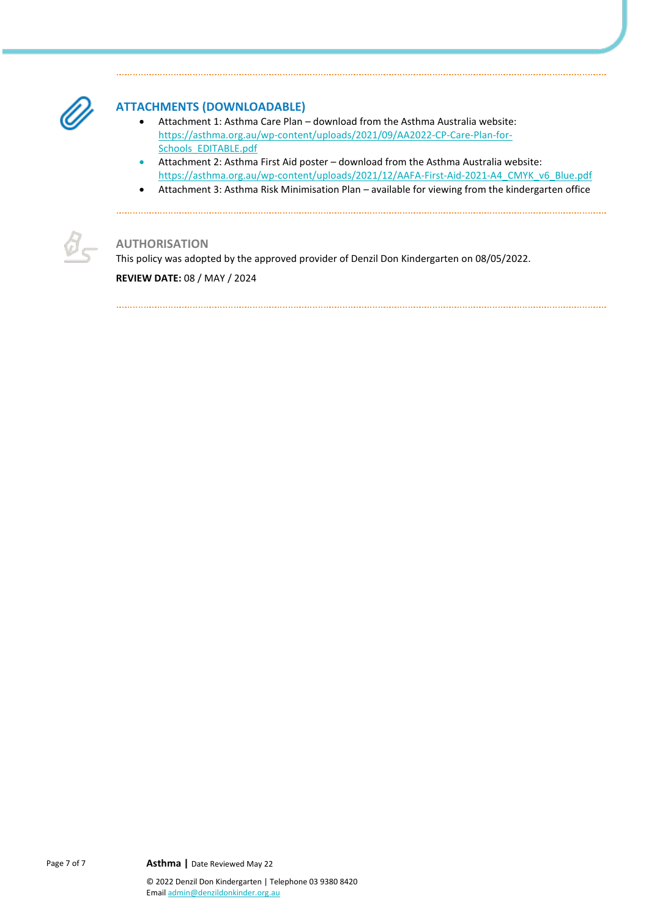## ATTACHMENTS (DOWNLOADABLE)

- Attachment 1: Asthma Care Plan – download from the Asthma Australia website: https://asthma.org.au/wp-content/uploads/2021/09/AA2022-CP-Care-Plan-for-Schools_EDITABLE.pdf
- Attachment 2: Asthma First Aid poster – download from the Asthma Australia website: https://asthma.org.au/wp-content/uploads/2021/12/AAFA-First-Aid-2021-A4_CMYK_v6_Blue.pdf
- Attachment 3: Asthma Risk Minimisation Plan – available for viewing from the kindergarten office

## AUTHORISATION

This policy was adopted by the approved provider of Denzil Don Kindergarten on 08/05/2022.

**REVIEW DATE:** 08 / MAY / 2024